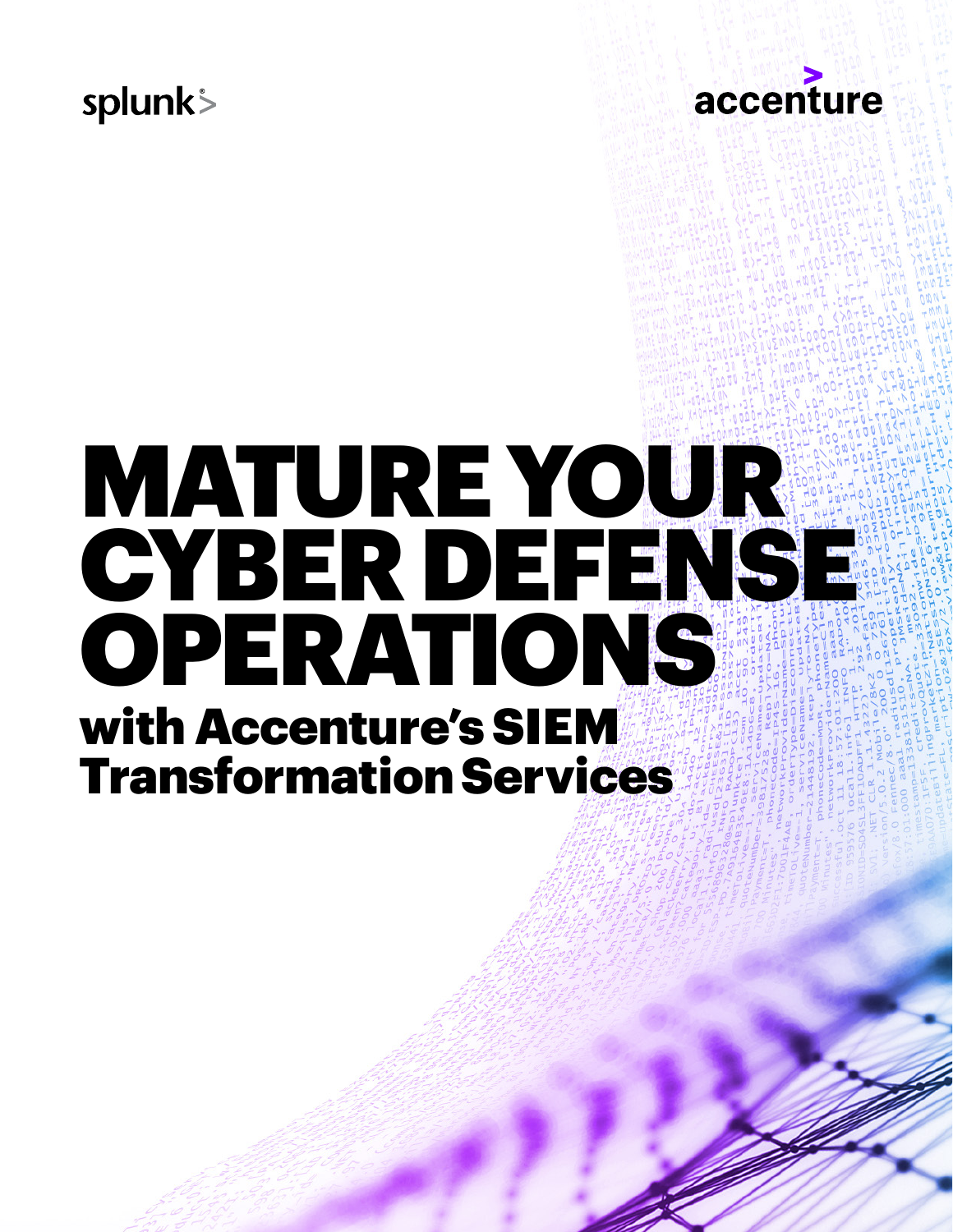splunk>

accenture

# MATURE YOUR CYBER DEFENSE OPERATIONS

## with Accenture's SIEM Transformation Services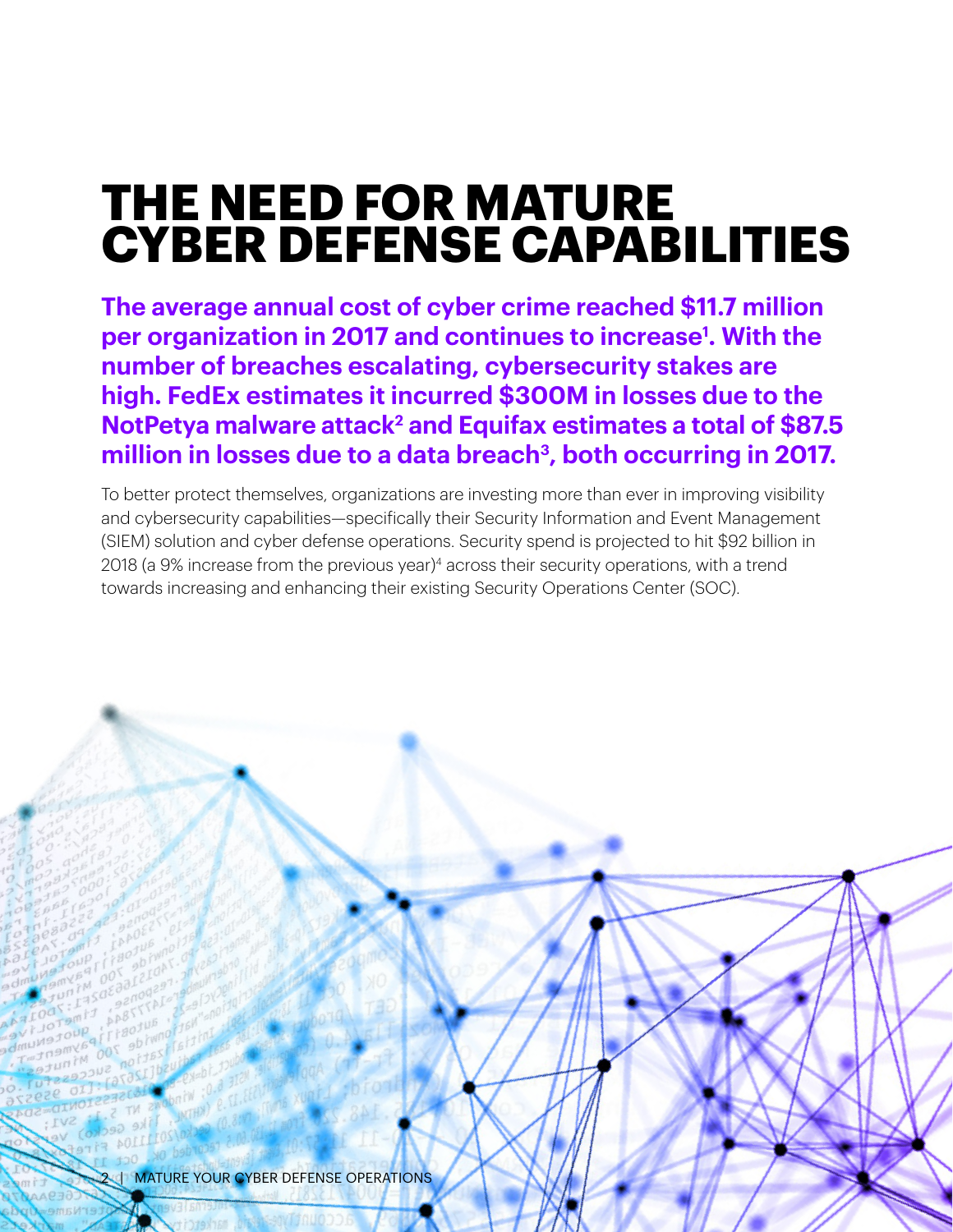# THE NEED FOR MATURE CYBER DEFENSE CAPABILITIES

**The average annual cost of cyber crime reached $11.7 million per organization in 2017 and continues to increase[1]. With the number of breaches escalating, cybersecurity stakes are high. FedEx estimates it incurred $300M in losses due to the NotPetya malware attack[2] and Equifax estimates a total of $87.5 million in losses due to a data breach[3], both occurring in 2017.**

To better protect themselves, organizations are investing more than ever in improving visibility and cybersecurity capabilities—specifically their Security Information and Event Management (SIEM) solution and cyber defense operations. Security spend is projected to hit $92 billion in 2018 (a 9% increase from the previous year)[4] across their security operations, with a trend towards increasing and enhancing their existing Security Operations Center (SOC).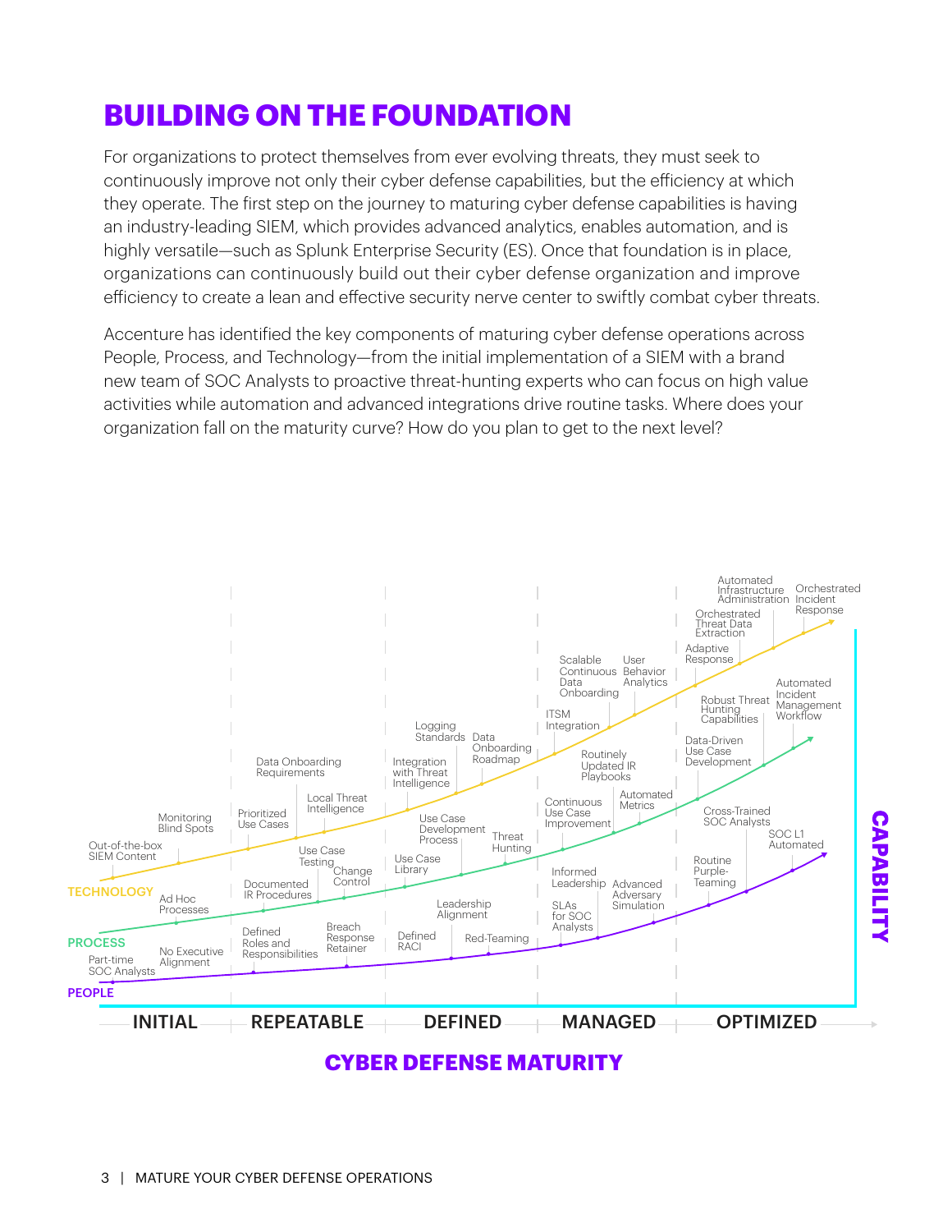# BUILDING ON THE FOUNDATION

For organizations to protect themselves from ever evolving threats, they must seek to continuously improve not only their cyber defense capabilities, but the efficiency at which they operate. The first step on the journey to maturing cyber defense capabilities is having an industry-leading SIEM, which provides advanced analytics, enables automation, and is highly versatile—such as Splunk Enterprise Security (ES). Once that foundation is in place, organizations can continuously build out their cyber defense organization and improve efficiency to create a lean and effective security nerve center to swiftly combat cyber threats.

Accenture has identified the key components of maturing cyber defense operations across People, Process, and Technology—from the initial implementation of a SIEM with a brand new team of SOC Analysts to proactive threat-hunting experts who can focus on high value activities while automation and advanced integrations drive routine tasks. Where does your organization fall on the maturity curve? How do you plan to get to the next level?

**CYBER DEFENSE MATURITY** (x-axis: INITIAL, REPEATABLE, DEFINED, MANAGED, OPTIMIZED) vs. **CAPABILITY** (y-axis)

| Maturity | Technology | Process | People |
| --- | --- | --- | --- |
| INITIAL | Out-of-the-box SIEM Content; Monitoring Blind Spots | Ad Hoc Processes | Part-time SOC Analysts; No Executive Alignment |
| REPEATABLE | Prioritized Use Cases; Data Onboarding Requirements; Local Threat Intelligence | Documented IR Procedures; Use Case Testing; Change Control | Defined Roles and Responsibilities; Breach Response Retainer |
| DEFINED | Integration with Threat Intelligence; Logging Standards; Data Onboarding Roadmap | Use Case Library; Use Case Development Process; Threat Hunting | Defined RACI; Leadership Alignment; Red-Teaming |
| MANAGED | ITSM Integration; Scalable Continuous Data Onboarding; User Behavior Analytics | Continuous Use Case Improvement; Routinely Updated IR Playbooks; Automated Metrics | SLAs for SOC Analysts; Informed Leadership; Advanced Adversary Simulation |
| OPTIMIZED | Adaptive Response; Orchestrated Threat Data Extraction; Automated Infrastructure Administration; Orchestrated Incident Response | Data-Driven Use Case Development; Robust Threat Hunting Capabilities; Automated Incident Management Workflow | Routine Purple-Teaming; Cross-Trained SOC Analysts; SOC L1 Automated |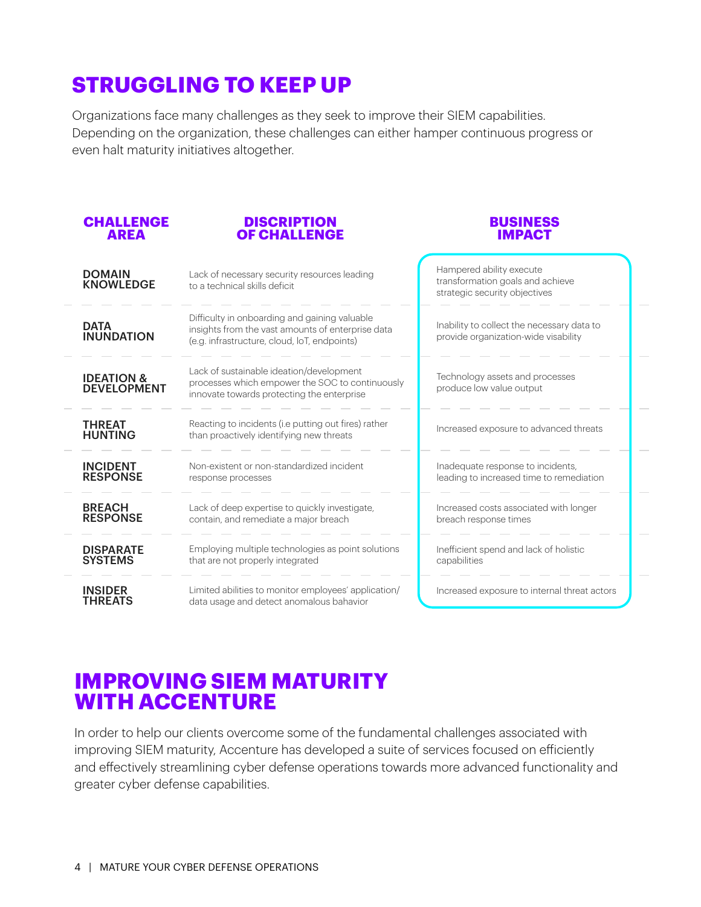# STRUGGLING TO KEEP UP

Organizations face many challenges as they seek to improve their SIEM capabilities. Depending on the organization, these challenges can either hamper continuous progress or even halt maturity initiatives altogether.

| CHALLENGE AREA | DISCRIPTION OF CHALLENGE | BUSINESS IMPACT |
|---|---|---|
| DOMAIN KNOWLEDGE | Lack of necessary security resources leading to a technical skills deficit | Hampered ability execute transformation goals and achieve strategic security objectives |
| DATA INUNDATION | Difficulty in onboarding and gaining valuable insights from the vast amounts of enterprise data (e.g. infrastructure, cloud, IoT, endpoints) | Inability to collect the necessary data to provide organization-wide visability |
| IDEATION & DEVELOPMENT | Lack of sustainable ideation/development processes which empower the SOC to continuously innovate towards protecting the enterprise | Technology assets and processes produce low value output |
| THREAT HUNTING | Reacting to incidents (i.e putting out fires) rather than proactively identifying new threats | Increased exposure to advanced threats |
| INCIDENT RESPONSE | Non-existent or non-standardized incident response processes | Inadequate response to incidents, leading to increased time to remediation |
| BREACH RESPONSE | Lack of deep expertise to quickly investigate, contain, and remediate a major breach | Increased costs associated with longer breach response times |
| DISPARATE SYSTEMS | Employing multiple technologies as point solutions that are not properly integrated | Inefficient spend and lack of holistic capabilities |
| INSIDER THREATS | Limited abilities to monitor employees' application/ data usage and detect anomalous bahavior | Increased exposure to internal threat actors |

# IMPROVING SIEM MATURITY WITH ACCENTURE

In order to help our clients overcome some of the fundamental challenges associated with improving SIEM maturity, Accenture has developed a suite of services focused on efficiently and effectively streamlining cyber defense operations towards more advanced functionality and greater cyber defense capabilities.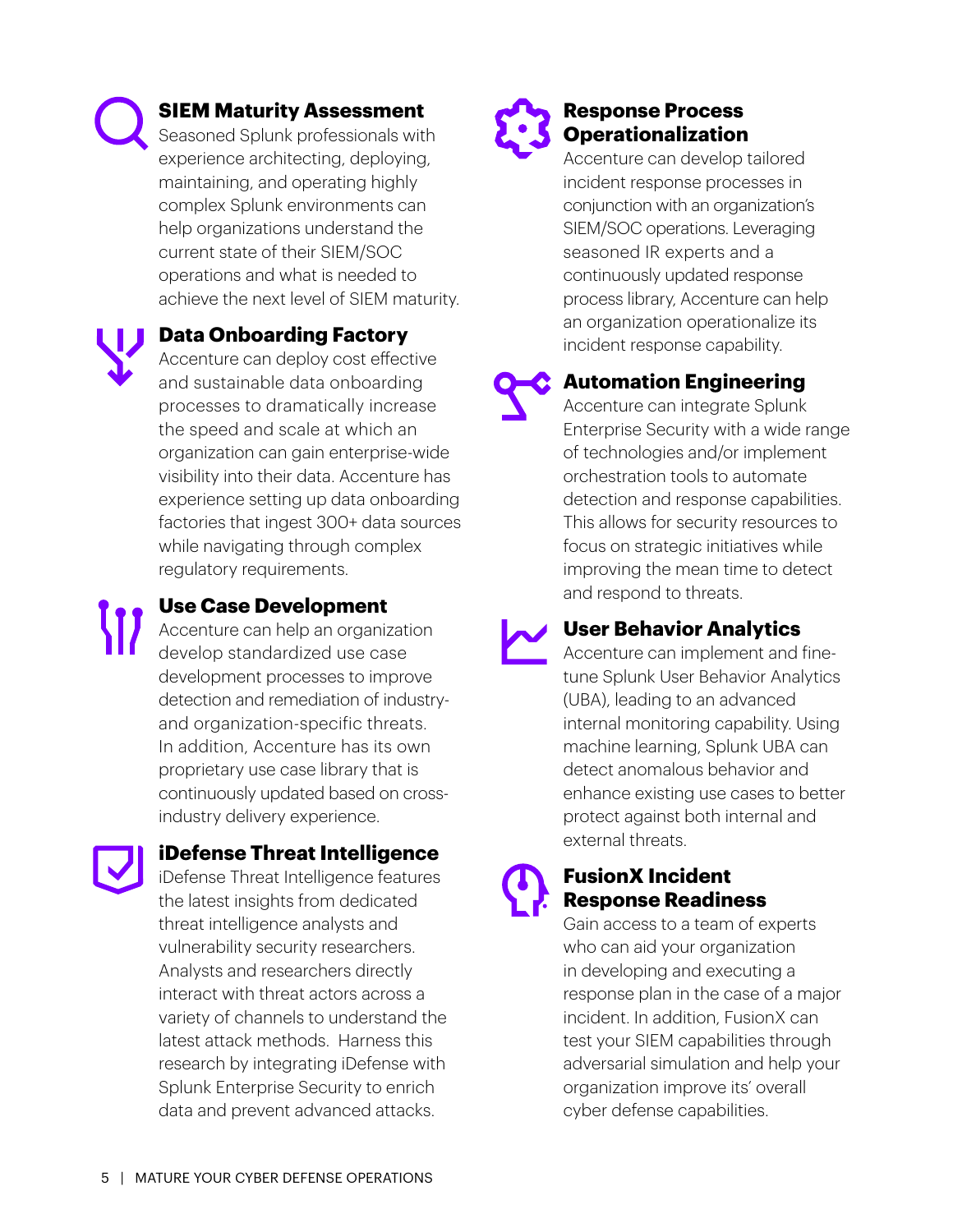### SIEM Maturity Assessment

Seasoned Splunk professionals with experience architecting, deploying, maintaining, and operating highly complex Splunk environments can help organizations understand the current state of their SIEM/SOC operations and what is needed to achieve the next level of SIEM maturity.

### Data Onboarding Factory

Accenture can deploy cost effective and sustainable data onboarding processes to dramatically increase the speed and scale at which an organization can gain enterprise-wide visibility into their data. Accenture has experience setting up data onboarding factories that ingest 300+ data sources while navigating through complex regulatory requirements.

### Use Case Development

Accenture can help an organization develop standardized use case development processes to improve detection and remediation of industry- and organization-specific threats. In addition, Accenture has its own proprietary use case library that is continuously updated based on cross-industry delivery experience.

### iDefense Threat Intelligence

iDefense Threat Intelligence features the latest insights from dedicated threat intelligence analysts and vulnerability security researchers. Analysts and researchers directly interact with threat actors across a variety of channels to understand the latest attack methods. Harness this research by integrating iDefense with Splunk Enterprise Security to enrich data and prevent advanced attacks.

### Response Process Operationalization

Accenture can develop tailored incident response processes in conjunction with an organization's SIEM/SOC operations. Leveraging seasoned IR experts and a continuously updated response process library, Accenture can help an organization operationalize its incident response capability.

### Automation Engineering

Accenture can integrate Splunk Enterprise Security with a wide range of technologies and/or implement orchestration tools to automate detection and response capabilities. This allows for security resources to focus on strategic initiatives while improving the mean time to detect and respond to threats.

### User Behavior Analytics

Accenture can implement and fine-tune Splunk User Behavior Analytics (UBA), leading to an advanced internal monitoring capability. Using machine learning, Splunk UBA can detect anomalous behavior and enhance existing use cases to better protect against both internal and external threats.

### FusionX Incident Response Readiness

Gain access to a team of experts who can aid your organization in developing and executing a response plan in the case of a major incident. In addition, FusionX can test your SIEM capabilities through adversarial simulation and help your organization improve its' overall cyber defense capabilities.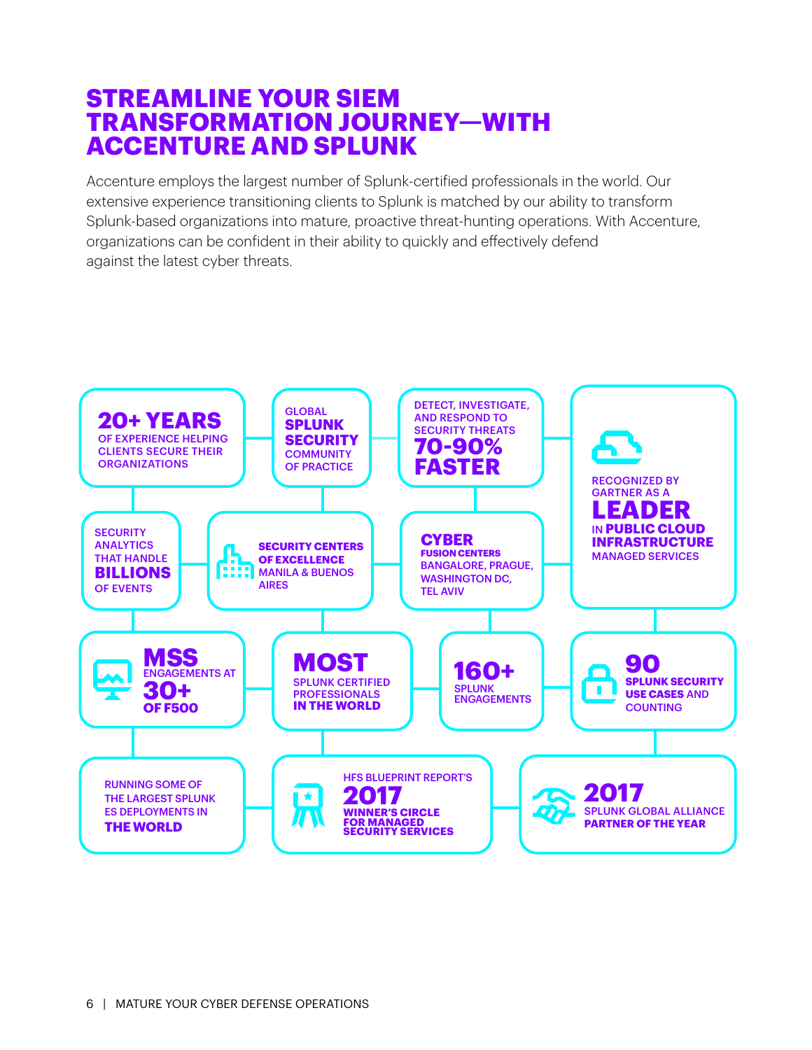# STREAMLINE YOUR SIEM TRANSFORMATION JOURNEY—WITH ACCENTURE AND SPLUNK

Accenture employs the largest number of Splunk-certified professionals in the world. Our extensive experience transitioning clients to Splunk is matched by our ability to transform Splunk-based organizations into mature, proactive threat-hunting operations. With Accenture, organizations can be confident in their ability to quickly and effectively defend against the latest cyber threats.

**20+ YEARS** OF EXPERIENCE HELPING CLIENTS SECURE THEIR ORGANIZATIONS

GLOBAL **SPLUNK SECURITY** COMMUNITY OF PRACTICE

DETECT, INVESTIGATE, AND RESPOND TO SECURITY THREATS **70-90% FASTER**

RECOGNIZED BY GARTNER AS A **LEADER** IN **PUBLIC CLOUD INFRASTRUCTURE** MANAGED SERVICES

SECURITY ANALYTICS THAT HANDLE **BILLIONS** OF EVENTS

**SECURITY CENTERS OF EXCELLENCE** MANILA & BUENOS AIRES

**CYBER FUSION CENTERS** BANGALORE, PRAGUE, WASHINGTON DC, TEL AVIV

**MSS** ENGAGEMENTS AT **30+ OF F500**

**MOST** SPLUNK CERTIFIED PROFESSIONALS **IN THE WORLD**

**160+** SPLUNK ENGAGEMENTS

**90 SPLUNK SECURITY USE CASES** AND COUNTING

RUNNING SOME OF THE LARGEST SPLUNK ES DEPLOYMENTS IN **THE WORLD**

HFS BLUEPRINT REPORT'S **2017 WINNER'S CIRCLE FOR MANAGED SECURITY SERVICES**

**2017** SPLUNK GLOBAL ALLIANCE **PARTNER OF THE YEAR**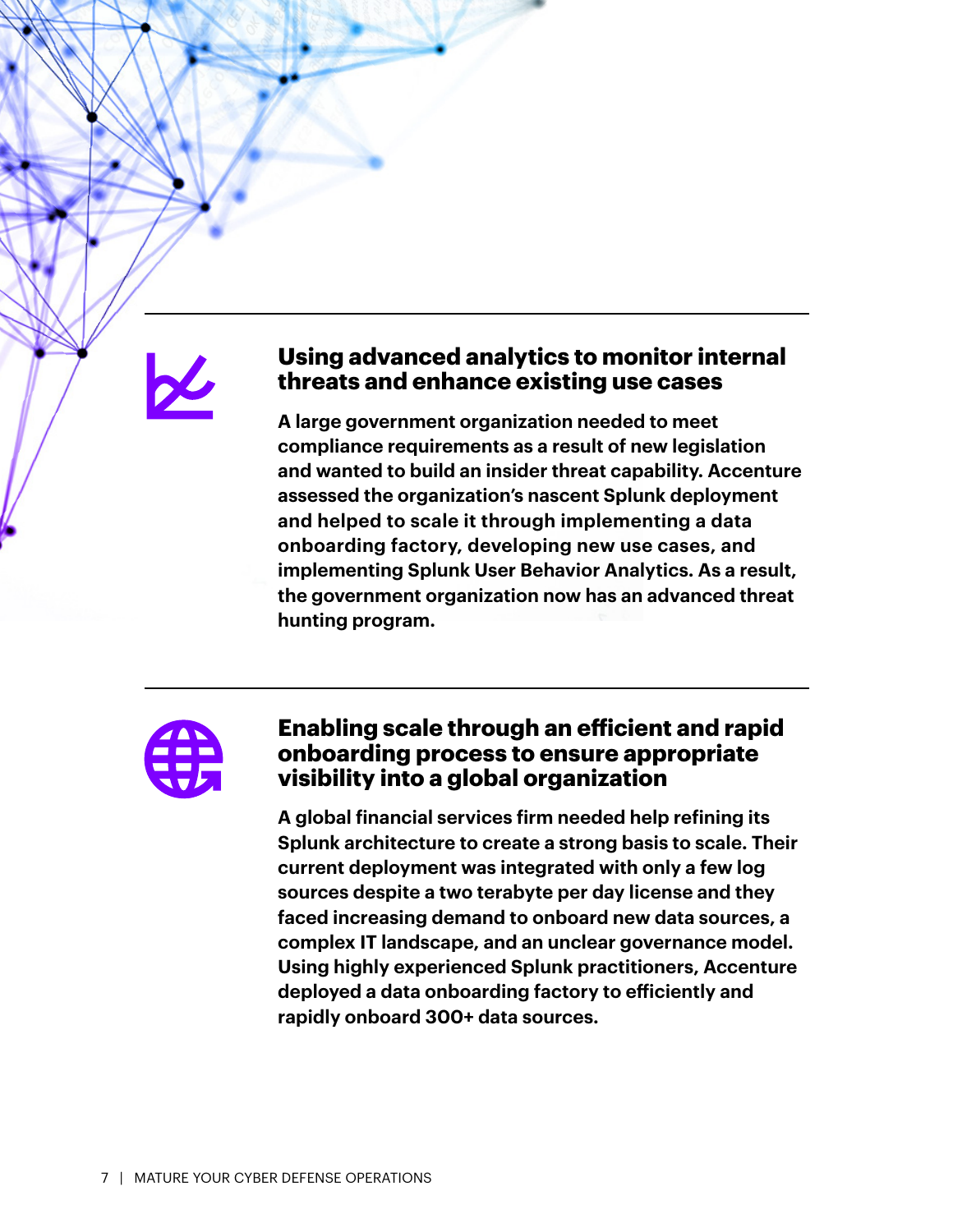## Using advanced analytics to monitor internal threats and enhance existing use cases

**A large government organization needed to meet compliance requirements as a result of new legislation and wanted to build an insider threat capability. Accenture assessed the organization's nascent Splunk deployment and helped to scale it through implementing a data onboarding factory, developing new use cases, and implementing Splunk User Behavior Analytics. As a result, the government organization now has an advanced threat hunting program.**

## Enabling scale through an efficient and rapid onboarding process to ensure appropriate visibility into a global organization

**A global financial services firm needed help refining its Splunk architecture to create a strong basis to scale. Their current deployment was integrated with only a few log sources despite a two terabyte per day license and they faced increasing demand to onboard new data sources, a complex IT landscape, and an unclear governance model. Using highly experienced Splunk practitioners, Accenture deployed a data onboarding factory to efficiently and rapidly onboard 300+ data sources.**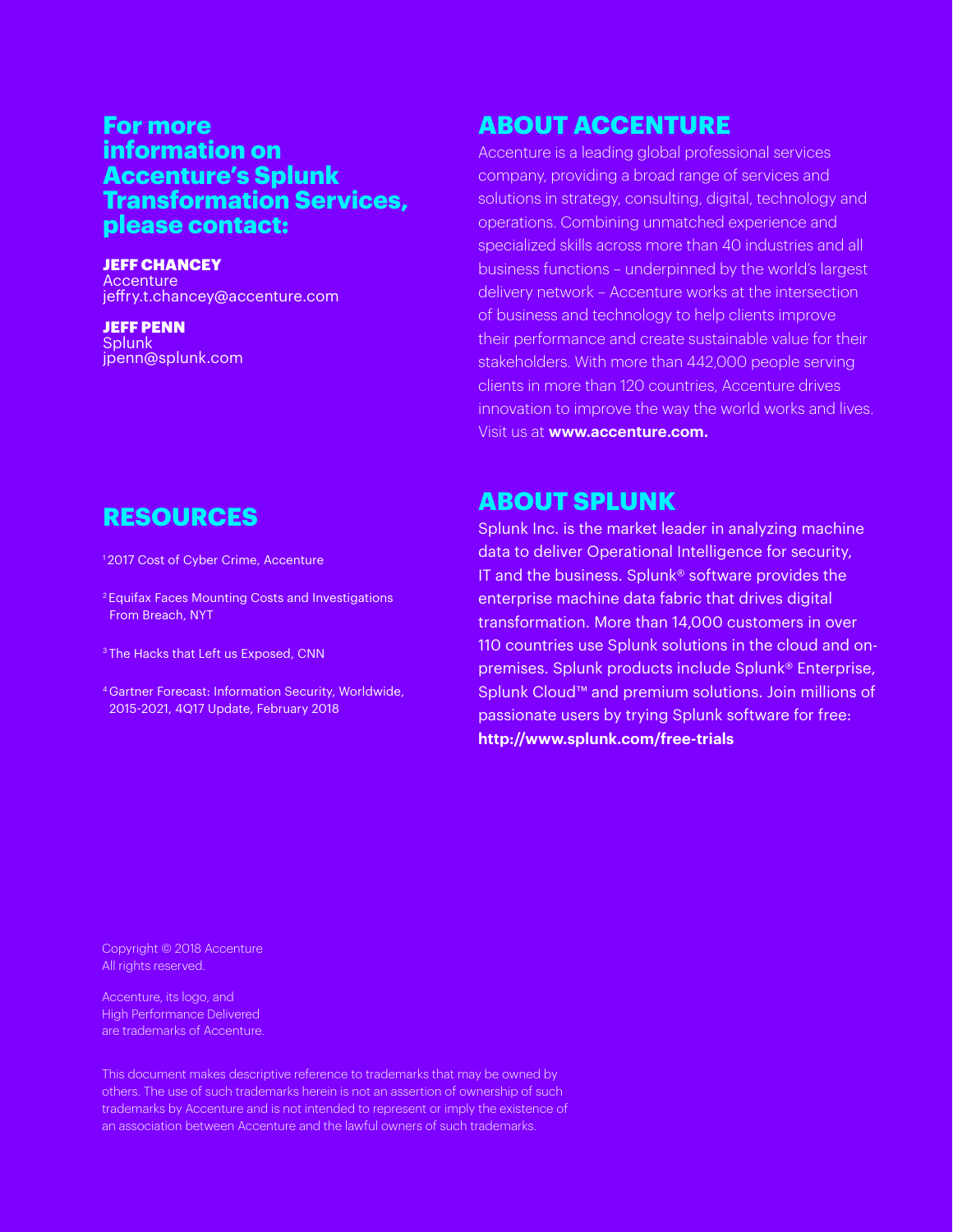## For more information on Accenture's Splunk Transformation Services, please contact:

**JEFF CHANCEY**
Accenture
jeffry.t.chancey@accenture.com

**JEFF PENN**
Splunk
jpenn@splunk.com

## RESOURCES

[1] 2017 Cost of Cyber Crime, Accenture

[2] Equifax Faces Mounting Costs and Investigations From Breach, NYT

[3] The Hacks that Left us Exposed, CNN

[4] Gartner Forecast: Information Security, Worldwide, 2015-2021, 4Q17 Update, February 2018

## ABOUT ACCENTURE

Accenture is a leading global professional services company, providing a broad range of services and solutions in strategy, consulting, digital, technology and operations. Combining unmatched experience and specialized skills across more than 40 industries and all business functions – underpinned by the world's largest delivery network – Accenture works at the intersection of business and technology to help clients improve their performance and create sustainable value for their stakeholders. With more than 442,000 people serving clients in more than 120 countries, Accenture drives innovation to improve the way the world works and lives. Visit us at **www.accenture.com.**

## ABOUT SPLUNK

Splunk Inc. is the market leader in analyzing machine data to deliver Operational Intelligence for security, IT and the business. Splunk® software provides the enterprise machine data fabric that drives digital transformation. More than 14,000 customers in over 110 countries use Splunk solutions in the cloud and on-premises. Splunk products include Splunk® Enterprise, Splunk Cloud™ and premium solutions. Join millions of passionate users by trying Splunk software for free: **http://www.splunk.com/free-trials**

Copyright © 2018 Accenture
All rights reserved.

Accenture, its logo, and
High Performance Delivered
are trademarks of Accenture.

This document makes descriptive reference to trademarks that may be owned by others. The use of such trademarks herein is not an assertion of ownership of such trademarks by Accenture and is not intended to represent or imply the existence of an association between Accenture and the lawful owners of such trademarks.